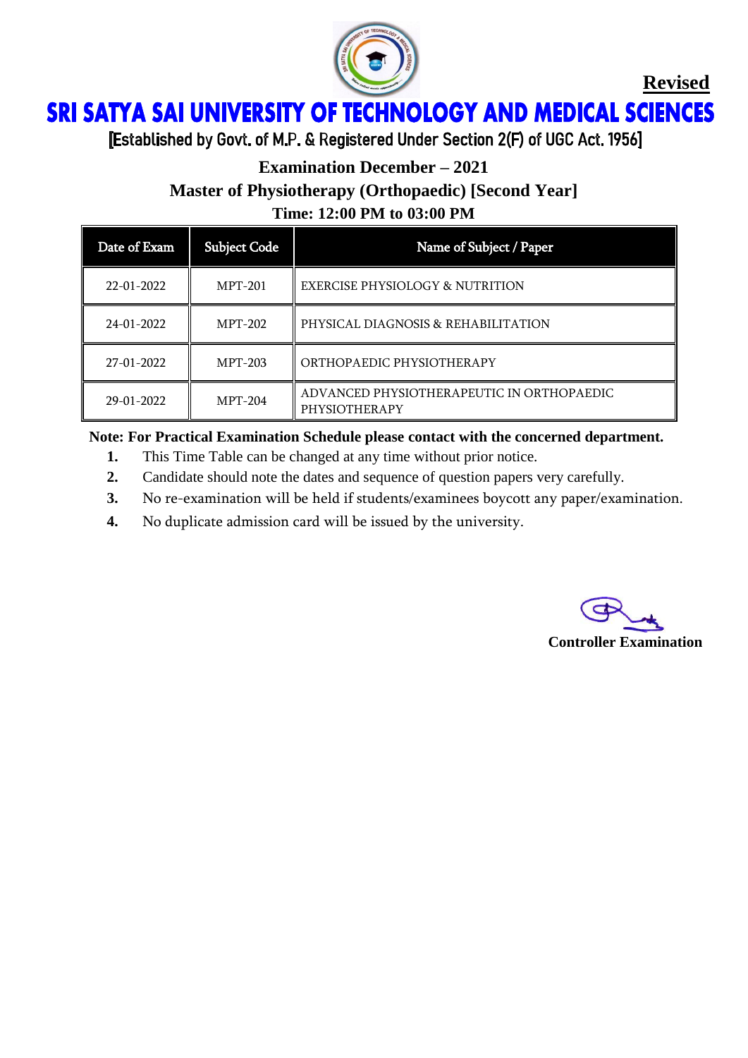**Revised**

# SRI SATYA SAI UNIVERSITY OF TECHNOLOGY AND MEDICAL SCIENCES

[Established by Govt. of M.P. & Registered Under Section 2(F) of UGC Act. 1956]

## Examination December – 2021

## Master of Physiotherapy (Orthopaedic) [Second Year]

### Time: 12:00 PM to 03:00 PM

| Date of Exam | Subject Code | Name of Subject / Paper |
|---|---|---|
| 22-01-2022 | MPT-201 | EXERCISE PHYSIOLOGY & NUTRITION |
| 24-01-2022 | MPT-202 | PHYSICAL DIAGNOSIS & REHABILITATION |
| 27-01-2022 | MPT-203 | ORTHOPAEDIC PHYSIOTHERAPY |
| 29-01-2022 | MPT-204 | ADVANCED PHYSIOTHERAPEUTIC IN ORTHOPAEDIC PHYSIOTHERAPY |

**Note: For Practical Examination Schedule please contact with the concerned department.**

1. This Time Table can be changed at any time without prior notice.
2. Candidate should note the dates and sequence of question papers very carefully.
3. No re-examination will be held if students/examinees boycott any paper/examination.
4. No duplicate admission card will be issued by the university.

**Controller Examination**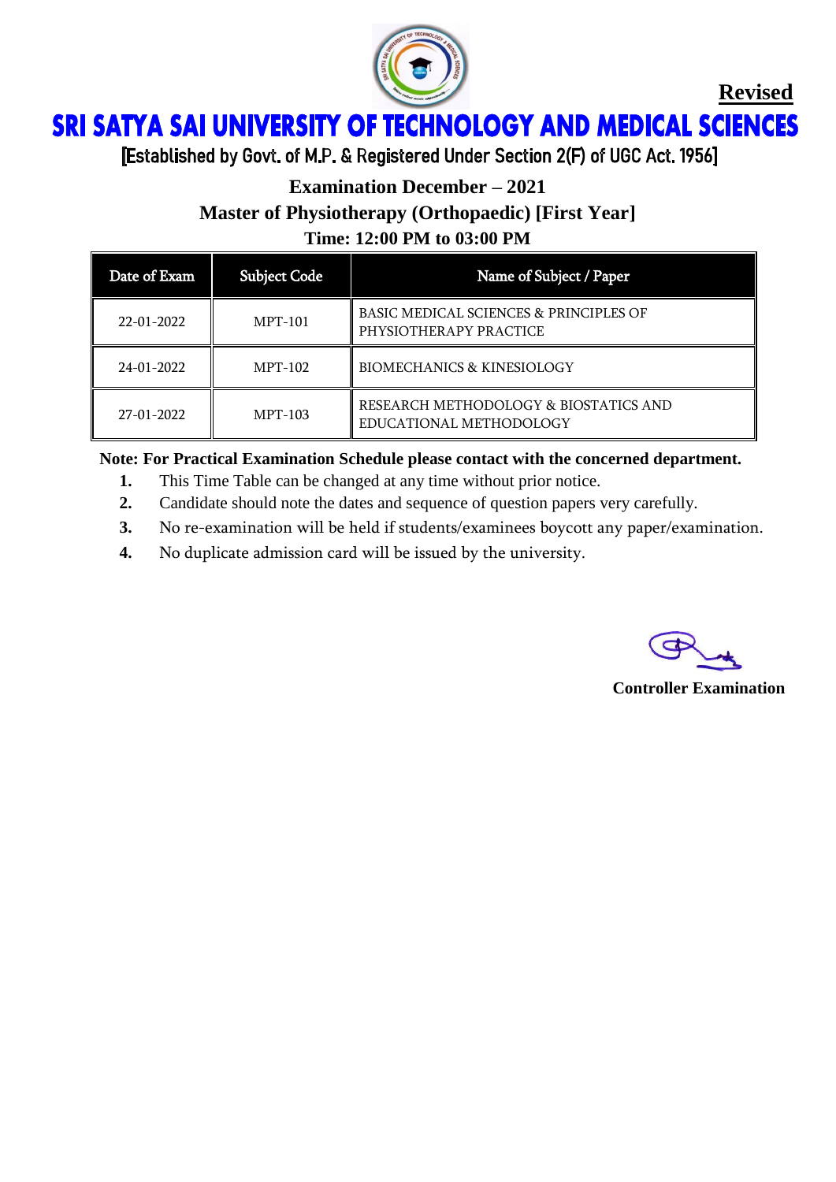**Revised**

# SRI SATYA SAI UNIVERSITY OF TECHNOLOGY AND MEDICAL SCIENCES

[Established by Govt. of M.P. & Registered Under Section 2(F) of UGC Act. 1956]

## Examination December – 2021

## Master of Physiotherapy (Orthopaedic) [First Year]

### Time: 12:00 PM to 03:00 PM

| Date of Exam | Subject Code | Name of Subject / Paper |
|---|---|---|
| 22-01-2022 | MPT-101 | BASIC MEDICAL SCIENCES & PRINCIPLES OF PHYSIOTHERAPY PRACTICE |
| 24-01-2022 | MPT-102 | BIOMECHANICS & KINESIOLOGY |
| 27-01-2022 | MPT-103 | RESEARCH METHODOLOGY & BIOSTATICS AND EDUCATIONAL METHODOLOGY |

**Note: For Practical Examination Schedule please contact with the concerned department.**

1. This Time Table can be changed at any time without prior notice.
2. Candidate should note the dates and sequence of question papers very carefully.
3. No re-examination will be held if students/examinees boycott any paper/examination.
4. No duplicate admission card will be issued by the university.

**Controller Examination**